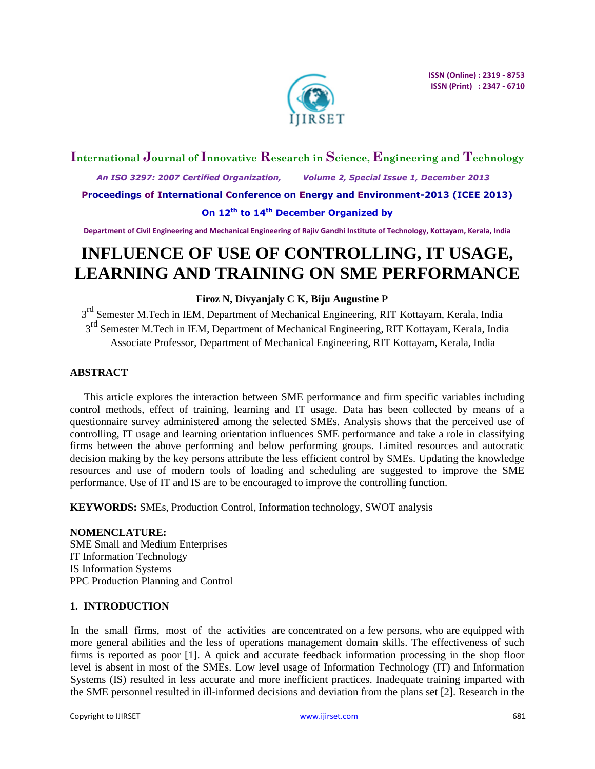# INFLUENCE OF USE OF CONTROLLING, IT USAGE, LEARNING AND TRAINING ON SME PERFORMANCE

**Firoz N, Divyanjaly C K, Biju Augustine P**

3rd Semester M.Tech in IEM, Department of Mechanical Engineering, RIT Kottayam, Kerala, India

3rd Semester M.Tech in IEM, Department of Mechanical Engineering, RIT Kottayam, Kerala, India

Associate Professor, Department of Mechanical Engineering, RIT Kottayam, Kerala, India

## ABSTRACT

This article explores the interaction between SME performance and firm specific variables including control methods, effect of training, learning and IT usage. Data has been collected by means of a questionnaire survey administered among the selected SMEs. Analysis shows that the perceived use of controlling, IT usage and learning orientation influences SME performance and take a role in classifying firms between the above performing and below performing groups. Limited resources and autocratic decision making by the key persons attribute the less efficient control by SMEs. Updating the knowledge resources and use of modern tools of loading and scheduling are suggested to improve the SME performance. Use of IT and IS are to be encouraged to improve the controlling function.

**KEYWORDS:** SMEs, Production Control, Information technology, SWOT analysis

**NOMENCLATURE:**

SME Small and Medium Enterprises

IT Information Technology

IS Information Systems

PPC Production Planning and Control

## 1. INTRODUCTION

In the small firms, most of the activities are concentrated on a few persons, who are equipped with more general abilities and the less of operations management domain skills. The effectiveness of such firms is reported as poor [1]. A quick and accurate feedback information processing in the shop floor level is absent in most of the SMEs. Low level usage of Information Technology (IT) and Information Systems (IS) resulted in less accurate and more inefficient practices. Inadequate training imparted with the SME personnel resulted in ill-informed decisions and deviation from the plans set [2]. Research in the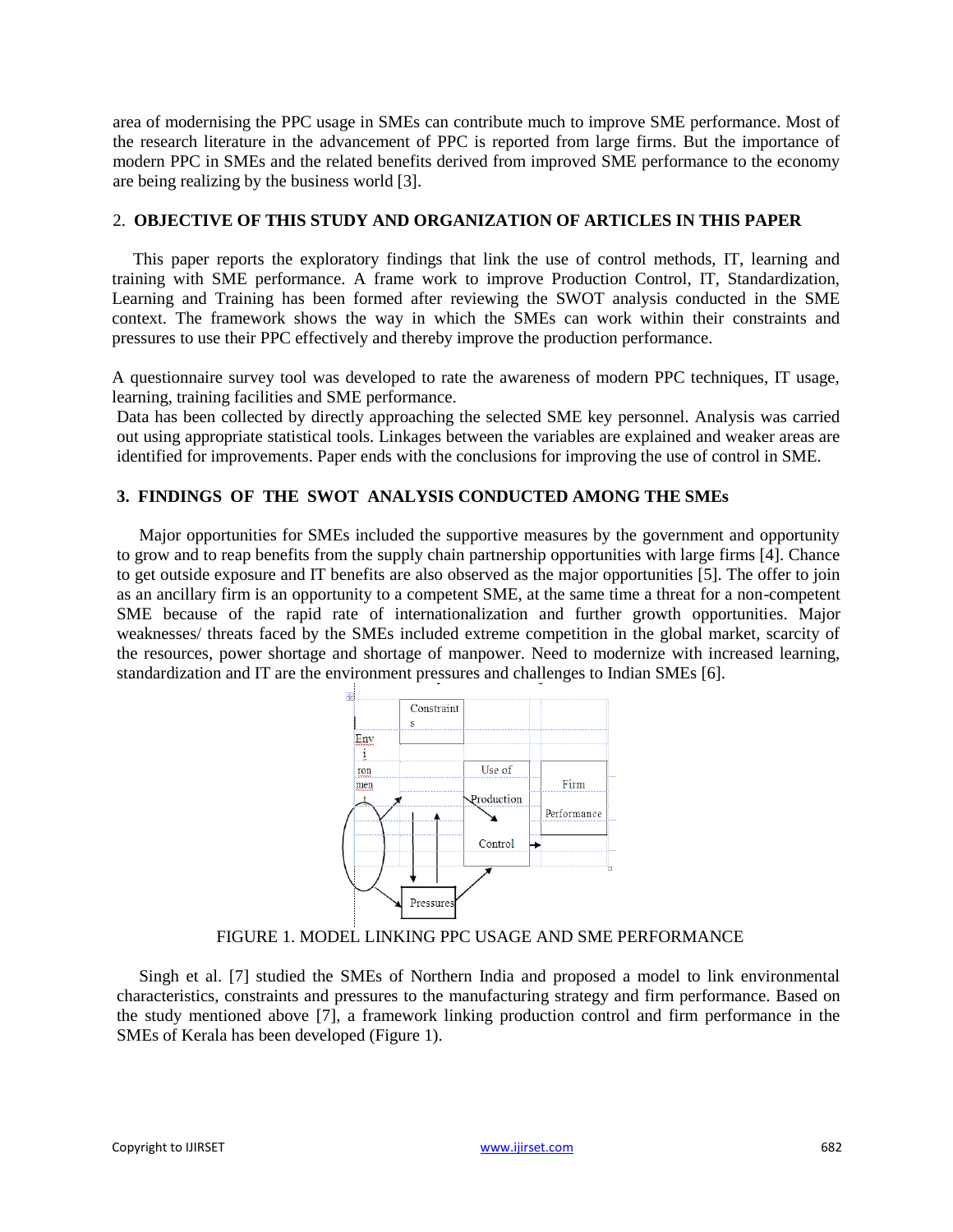area of modernising the PPC usage in SMEs can contribute much to improve SME performance. Most of the research literature in the advancement of PPC is reported from large firms. But the importance of modern PPC in SMEs and the related benefits derived from improved SME performance to the economy are being realizing by the business world [3].

## 2. OBJECTIVE OF THIS STUDY AND ORGANIZATION OF ARTICLES IN THIS PAPER

This paper reports the exploratory findings that link the use of control methods, IT, learning and training with SME performance. A frame work to improve Production Control, IT, Standardization, Learning and Training has been formed after reviewing the SWOT analysis conducted in the SME context. The framework shows the way in which the SMEs can work within their constraints and pressures to use their PPC effectively and thereby improve the production performance.

A questionnaire survey tool was developed to rate the awareness of modern PPC techniques, IT usage, learning, training facilities and SME performance.

Data has been collected by directly approaching the selected SME key personnel. Analysis was carried out using appropriate statistical tools. Linkages between the variables are explained and weaker areas are identified for improvements. Paper ends with the conclusions for improving the use of control in SME.

## 3. FINDINGS OF THE SWOT ANALYSIS CONDUCTED AMONG THE SMEs

Major opportunities for SMEs included the supportive measures by the government and opportunity to grow and to reap benefits from the supply chain partnership opportunities with large firms [4]. Chance to get outside exposure and IT benefits are also observed as the major opportunities [5]. The offer to join as an ancillary firm is an opportunity to a competent SME, at the same time a threat for a non-competent SME because of the rapid rate of internationalization and further growth opportunities. Major weaknesses/ threats faced by the SMEs included extreme competition in the global market, scarcity of the resources, power shortage and shortage of manpower. Need to modernize with increased learning, standardization and IT are the environment pressures and challenges to Indian SMEs [6].

Constraints

Environment

Use of Production Control

Firm Performance

Pressures

FIGURE 1. MODEL LINKING PPC USAGE AND SME PERFORMANCE

Singh et al. [7] studied the SMEs of Northern India and proposed a model to link environmental characteristics, constraints and pressures to the manufacturing strategy and firm performance. Based on the study mentioned above [7], a framework linking production control and firm performance in the SMEs of Kerala has been developed (Figure 1).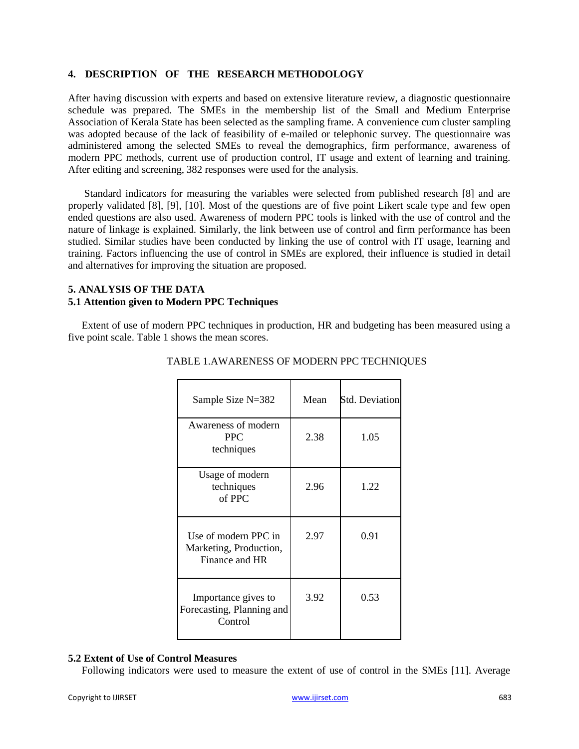## 4. DESCRIPTION OF THE RESEARCH METHODOLOGY

After having discussion with experts and based on extensive literature review, a diagnostic questionnaire schedule was prepared. The SMEs in the membership list of the Small and Medium Enterprise Association of Kerala State has been selected as the sampling frame. A convenience cum cluster sampling was adopted because of the lack of feasibility of e-mailed or telephonic survey. The questionnaire was administered among the selected SMEs to reveal the demographics, firm performance, awareness of modern PPC methods, current use of production control, IT usage and extent of learning and training. After editing and screening, 382 responses were used for the analysis.

Standard indicators for measuring the variables were selected from published research [8] and are properly validated [8], [9], [10]. Most of the questions are of five point Likert scale type and few open ended questions are also used. Awareness of modern PPC tools is linked with the use of control and the nature of linkage is explained. Similarly, the link between use of control and firm performance has been studied. Similar studies have been conducted by linking the use of control with IT usage, learning and training. Factors influencing the use of control in SMEs are explored, their influence is studied in detail and alternatives for improving the situation are proposed.

## 5. ANALYSIS OF THE DATA

### 5.1 Attention given to Modern PPC Techniques

Extent of use of modern PPC techniques in production, HR and budgeting has been measured using a five point scale. Table 1 shows the mean scores.

TABLE 1.AWARENESS OF MODERN PPC TECHNIQUES

| Sample Size N=382 | Mean | Std. Deviation |
|---|---|---|
| Awareness of modern PPC techniques | 2.38 | 1.05 |
| Usage of modern techniques of PPC | 2.96 | 1.22 |
| Use of modern PPC in Marketing, Production, Finance and HR | 2.97 | 0.91 |
| Importance gives to Forecasting, Planning and Control | 3.92 | 0.53 |

### 5.2 Extent of Use of Control Measures

Following indicators were used to measure the extent of use of control in the SMEs [11]. Average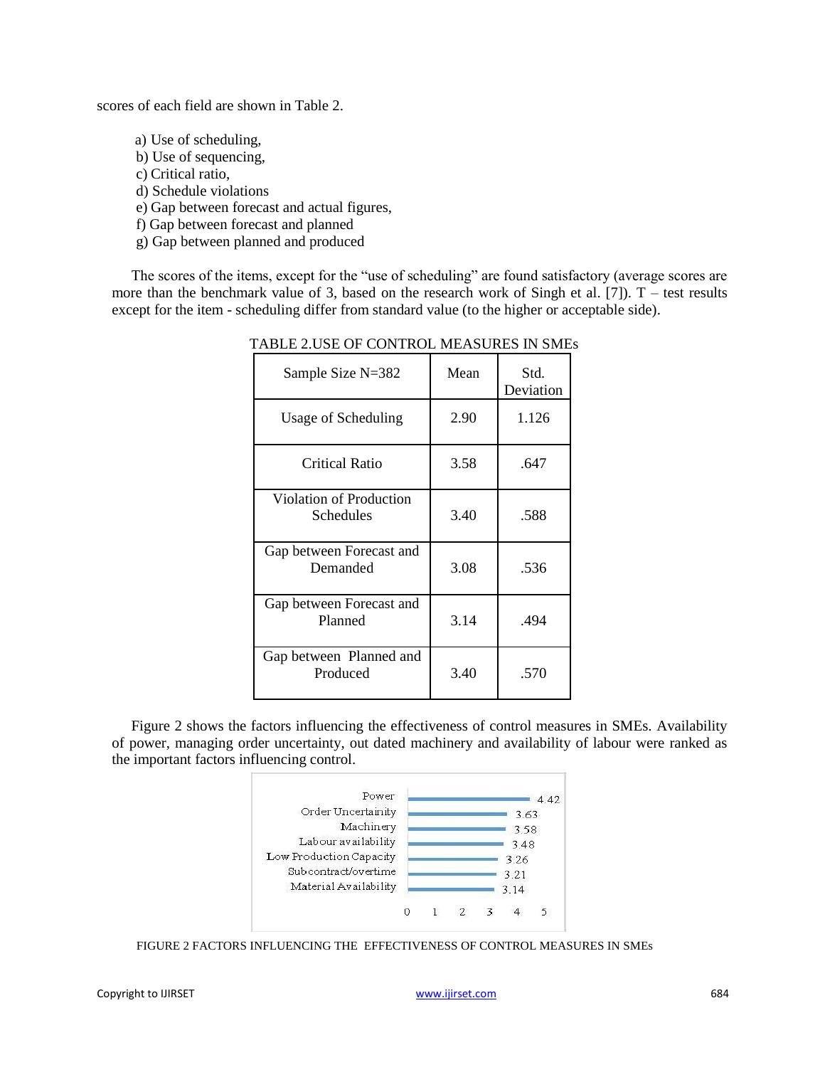scores of each field are shown in Table 2.

a) Use of scheduling,
b) Use of sequencing,
c) Critical ratio,
d) Schedule violations
e) Gap between forecast and actual figures,
f) Gap between forecast and planned
g) Gap between planned and produced

The scores of the items, except for the "use of scheduling" are found satisfactory (average scores are more than the benchmark value of 3, based on the research work of Singh et al. [7]). T – test results except for the item - scheduling differ from standard value (to the higher or acceptable side).

TABLE 2.USE OF CONTROL MEASURES IN SMEs

| Sample Size N=382 | Mean | Std. Deviation |
|---|---|---|
| Usage of Scheduling | 2.90 | 1.126 |
| Critical Ratio | 3.58 | .647 |
| Violation of Production Schedules | 3.40 | .588 |
| Gap between Forecast and Demanded | 3.08 | .536 |
| Gap between Forecast and Planned | 3.14 | .494 |
| Gap between Planned and Produced | 3.40 | .570 |

Figure 2 shows the factors influencing the effectiveness of control measures in SMEs. Availability of power, managing order uncertainty, out dated machinery and availability of labour were ranked as the important factors influencing control.

| Factor | Score |
|---|---|
| Power | 4.42 |
| Order Uncertainity | 3.63 |
| Machinery | 3.58 |
| Labour availability | 3.48 |
| Low Production Capacity | 3.26 |
| Subcontract/overtime | 3.21 |
| Material Availability | 3.14 |

FIGURE 2 FACTORS INFLUENCING THE EFFECTIVENESS OF CONTROL MEASURES IN SMEs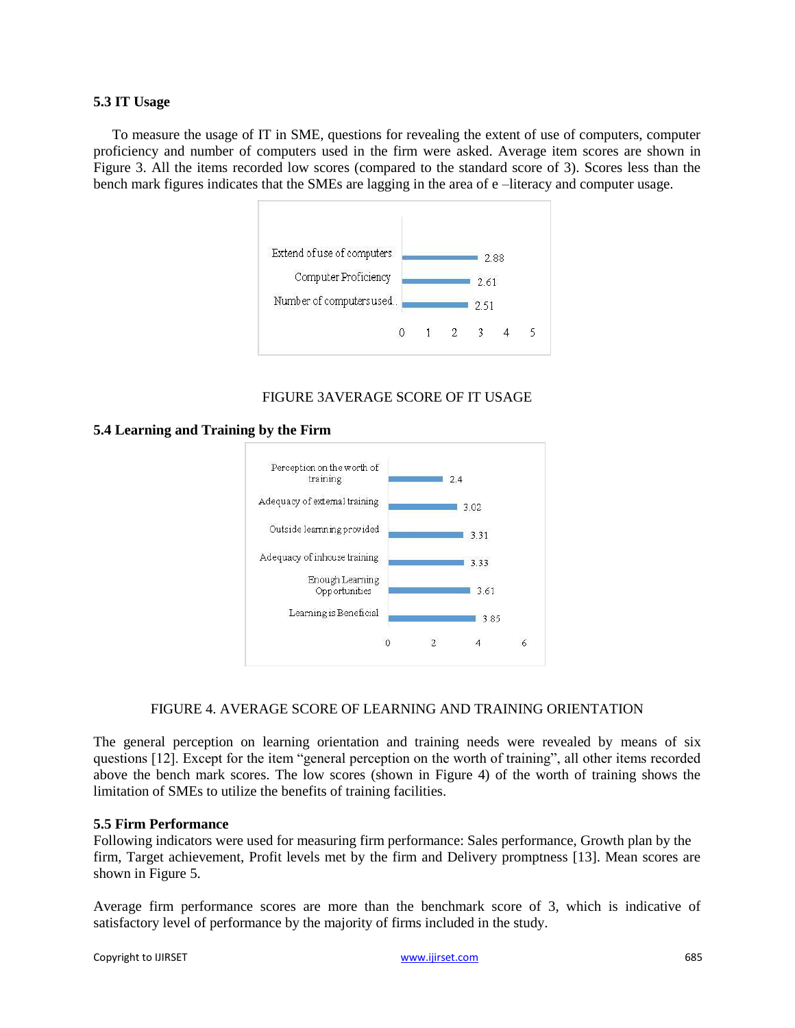### 5.3 IT Usage

To measure the usage of IT in SME, questions for revealing the extent of use of computers, computer proficiency and number of computers used in the firm were asked. Average item scores are shown in Figure 3. All the items recorded low scores (compared to the standard score of 3). Scores less than the bench mark figures indicates that the SMEs are lagging in the area of e –literacy and computer usage.

| Item | Score |
|---|---|
| Extend of use of computers | 2.88 |
| Computer Proficiency | 2.61 |
| Number of computers used | 2.51 |

FIGURE 3AVERAGE SCORE OF IT USAGE

### 5.4 Learning and Training by the Firm

| Item | Score |
|---|---|
| Perception on the worth of training | 2.4 |
| Adequacy of external training | 3.02 |
| Outside learning provided | 3.31 |
| Adequacy of inhouse training | 3.33 |
| Enough Learning Opportunities | 3.61 |
| Learning is Beneficial | 3.85 |

FIGURE 4. AVERAGE SCORE OF LEARNING AND TRAINING ORIENTATION

The general perception on learning orientation and training needs were revealed by means of six questions [12]. Except for the item "general perception on the worth of training", all other items recorded above the bench mark scores. The low scores (shown in Figure 4) of the worth of training shows the limitation of SMEs to utilize the benefits of training facilities.

### 5.5 Firm Performance

Following indicators were used for measuring firm performance: Sales performance, Growth plan by the firm, Target achievement, Profit levels met by the firm and Delivery promptness [13]. Mean scores are shown in Figure 5.

Average firm performance scores are more than the benchmark score of 3, which is indicative of satisfactory level of performance by the majority of firms included in the study.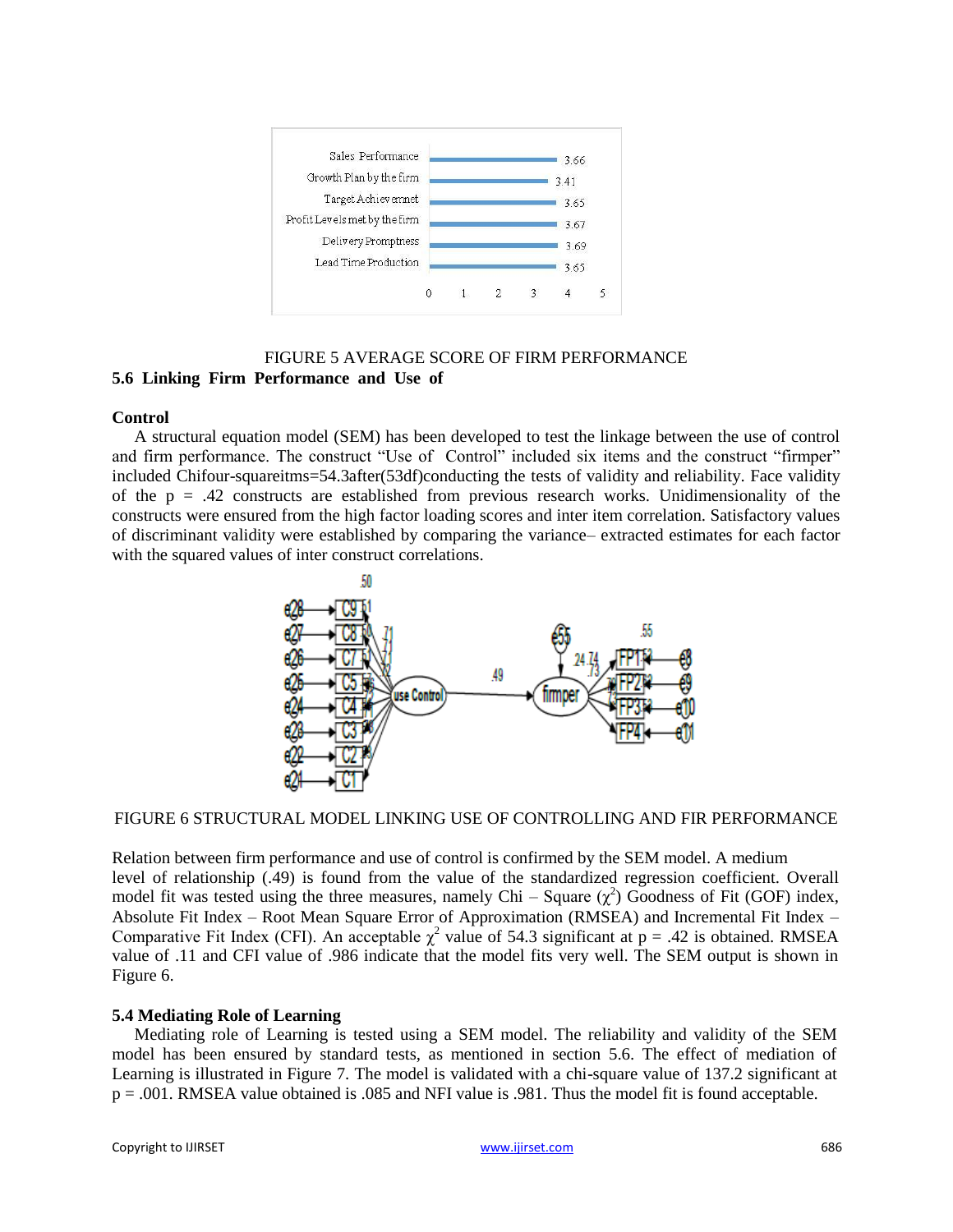FIGURE 5 AVERAGE SCORE OF FIRM PERFORMANCE

### 5.6 Linking Firm Performance and Use of

**Control**

A structural equation model (SEM) has been developed to test the linkage between the use of control and firm performance. The construct "Use of Control" included six items and the construct "firmper" included Chifour-squareitms=54.3after(53df)conducting the tests of validity and reliability. Face validity of the p = .42 constructs are established from previous research works. Unidimensionality of the constructs were ensured from the high factor loading scores and inter item correlation. Satisfactory values of discriminant validity were established by comparing the variance– extracted estimates for each factor with the squared values of inter construct correlations.

FIGURE 6 STRUCTURAL MODEL LINKING USE OF CONTROLLING AND FIR PERFORMANCE

Relation between firm performance and use of control is confirmed by the SEM model. A medium level of relationship (.49) is found from the value of the standardized regression coefficient. Overall model fit was tested using the three measures, namely Chi – Square ($\chi^2$) Goodness of Fit (GOF) index, Absolute Fit Index – Root Mean Square Error of Approximation (RMSEA) and Incremental Fit Index – Comparative Fit Index (CFI). An acceptable $\chi^2$ value of 54.3 significant at p = .42 is obtained. RMSEA value of .11 and CFI value of .986 indicate that the model fits very well. The SEM output is shown in Figure 6.

### 5.4 Mediating Role of Learning

Mediating role of Learning is tested using a SEM model. The reliability and validity of the SEM model has been ensured by standard tests, as mentioned in section 5.6. The effect of mediation of Learning is illustrated in Figure 7. The model is validated with a chi-square value of 137.2 significant at p = .001. RMSEA value obtained is .085 and NFI value is .981. Thus the model fit is found acceptable.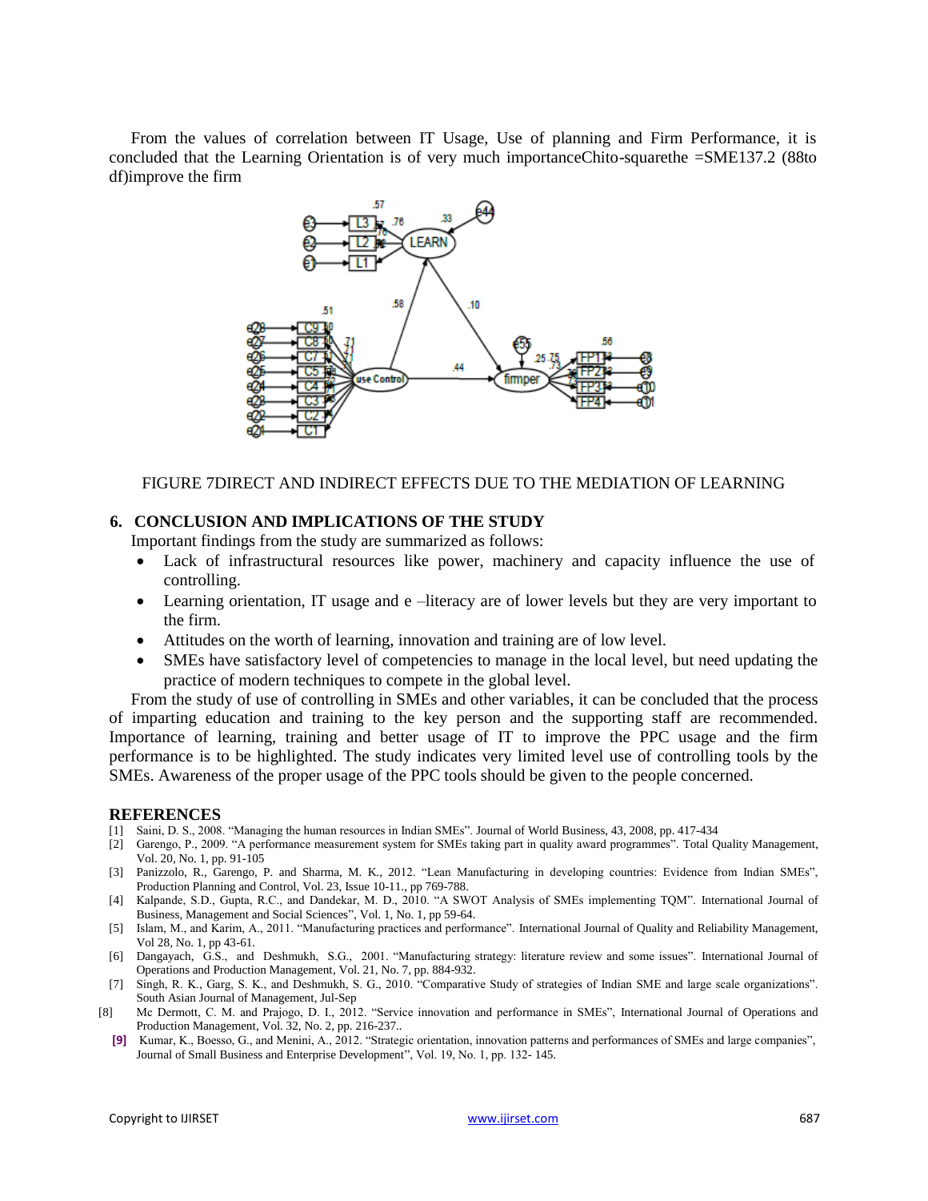From the values of correlation between IT Usage, Use of planning and Firm Performance, it is concluded that the Learning Orientation is of very much importanceChito-squarethe =SME137.2 (88to df)improve the firm

.57
.76
.33
e44
e3
L3
e2
L2
LEARN
e1
L1
.58
.10
.51
e28
C9
e27
C8
e26
C7
e25
C5
e24
C4
e23
C3
e22
C2
e21
C1
use Control
.44
e55
.25
.75
.73
.56
FP1
FP2
FP3
FP4
firmper
e8
e9
e10
e11

FIGURE 7DIRECT AND INDIRECT EFFECTS DUE TO THE MEDIATION OF LEARNING

## 6. CONCLUSION AND IMPLICATIONS OF THE STUDY

Important findings from the study are summarized as follows:

- Lack of infrastructural resources like power, machinery and capacity influence the use of controlling.
- Learning orientation, IT usage and e –literacy are of lower levels but they are very important to the firm.
- Attitudes on the worth of learning, innovation and training are of low level.
- SMEs have satisfactory level of competencies to manage in the local level, but need updating the practice of modern techniques to compete in the global level.

From the study of use of controlling in SMEs and other variables, it can be concluded that the process of imparting education and training to the key person and the supporting staff are recommended. Importance of learning, training and better usage of IT to improve the PPC usage and the firm performance is to be highlighted. The study indicates very limited level use of controlling tools by the SMEs. Awareness of the proper usage of the PPC tools should be given to the people concerned.

## REFERENCES

[1] Saini, D. S., 2008. "Managing the human resources in Indian SMEs". Journal of World Business, 43, 2008, pp. 417-434

[2] Garengo, P., 2009. "A performance measurement system for SMEs taking part in quality award programmes". Total Quality Management, Vol. 20, No. 1, pp. 91-105

[3] Panizzolo, R., Garengo, P. and Sharma, M. K., 2012. "Lean Manufacturing in developing countries: Evidence from Indian SMEs", Production Planning and Control, Vol. 23, Issue 10-11., pp 769-788.

[4] Kalpande, S.D., Gupta, R.C., and Dandekar, M. D., 2010. "A SWOT Analysis of SMEs implementing TQM". International Journal of Business, Management and Social Sciences", Vol. 1, No. 1, pp 59-64.

[5] Islam, M., and Karim, A., 2011. "Manufacturing practices and performance". International Journal of Quality and Reliability Management, Vol 28, No. 1, pp 43-61.

[6] Dangayach, G.S., and Deshmukh, S.G., 2001. "Manufacturing strategy: literature review and some issues". International Journal of Operations and Production Management, Vol. 21, No. 7, pp. 884-932.

[7] Singh, R. K., Garg, S. K., and Deshmukh, S. G., 2010. "Comparative Study of strategies of Indian SME and large scale organizations". South Asian Journal of Management, Jul-Sep

[8] Mc Dermott, C. M. and Prajogo, D. I., 2012. "Service innovation and performance in SMEs", International Journal of Operations and Production Management, Vol. 32, No. 2, pp. 216-237..

**[9]** Kumar, K., Boesso, G., and Menini, A., 2012. "Strategic orientation, innovation patterns and performances of SMEs and large companies", Journal of Small Business and Enterprise Development", Vol. 19, No. 1, pp. 132- 145.